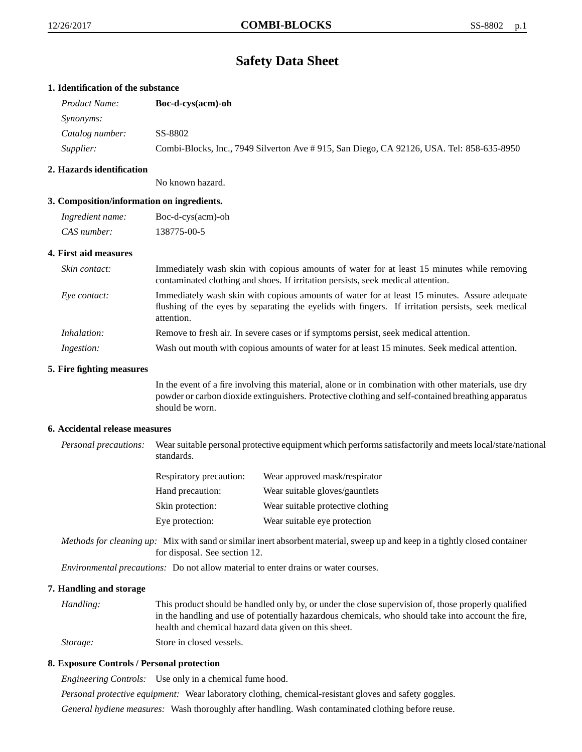# Safety Data Sheet

## 1. Identification of the substance

| | |
|---|---|
| *Product Name:* | **Boc-d-cys(acm)-oh** |
| *Synonyms:* | |
| *Catalog number:* | SS-8802 |
| *Supplier:* | Combi-Blocks, Inc., 7949 Silverton Ave # 915, San Diego, CA 92126, USA. Tel: 858-635-8950 |

## 2. Hazards identification

No known hazard.

## 3. Composition/information on ingredients.

| | |
|---|---|
| *Ingredient name:* | Boc-d-cys(acm)-oh |
| *CAS number:* | 138775-00-5 |

## 4. First aid measures

*Skin contact:* Immediately wash skin with copious amounts of water for at least 15 minutes while removing contaminated clothing and shoes. If irritation persists, seek medical attention.

*Eye contact:* Immediately wash skin with copious amounts of water for at least 15 minutes. Assure adequate flushing of the eyes by separating the eyelids with fingers. If irritation persists, seek medical attention.

*Inhalation:* Remove to fresh air. In severe cases or if symptoms persist, seek medical attention.

*Ingestion:* Wash out mouth with copious amounts of water for at least 15 minutes. Seek medical attention.

## 5. Fire fighting measures

In the event of a fire involving this material, alone or in combination with other materials, use dry powder or carbon dioxide extinguishers. Protective clothing and self-contained breathing apparatus should be worn.

## 6. Accidental release measures

*Personal precautions:* Wear suitable personal protective equipment which performs satisfactorily and meets local/state/national standards.

| | |
|---|---|
| Respiratory precaution: | Wear approved mask/respirator |
| Hand precaution: | Wear suitable gloves/gauntlets |
| Skin protection: | Wear suitable protective clothing |
| Eye protection: | Wear suitable eye protection |

*Methods for cleaning up:* Mix with sand or similar inert absorbent material, sweep up and keep in a tightly closed container for disposal. See section 12.

*Environmental precautions:* Do not allow material to enter drains or water courses.

## 7. Handling and storage

*Handling:* This product should be handled only by, or under the close supervision of, those properly qualified in the handling and use of potentially hazardous chemicals, who should take into account the fire, health and chemical hazard data given on this sheet.

*Storage:* Store in closed vessels.

## 8. Exposure Controls / Personal protection

*Engineering Controls:* Use only in a chemical fume hood.

*Personal protective equipment:* Wear laboratory clothing, chemical-resistant gloves and safety goggles.

*General hydiene measures:* Wash thoroughly after handling. Wash contaminated clothing before reuse.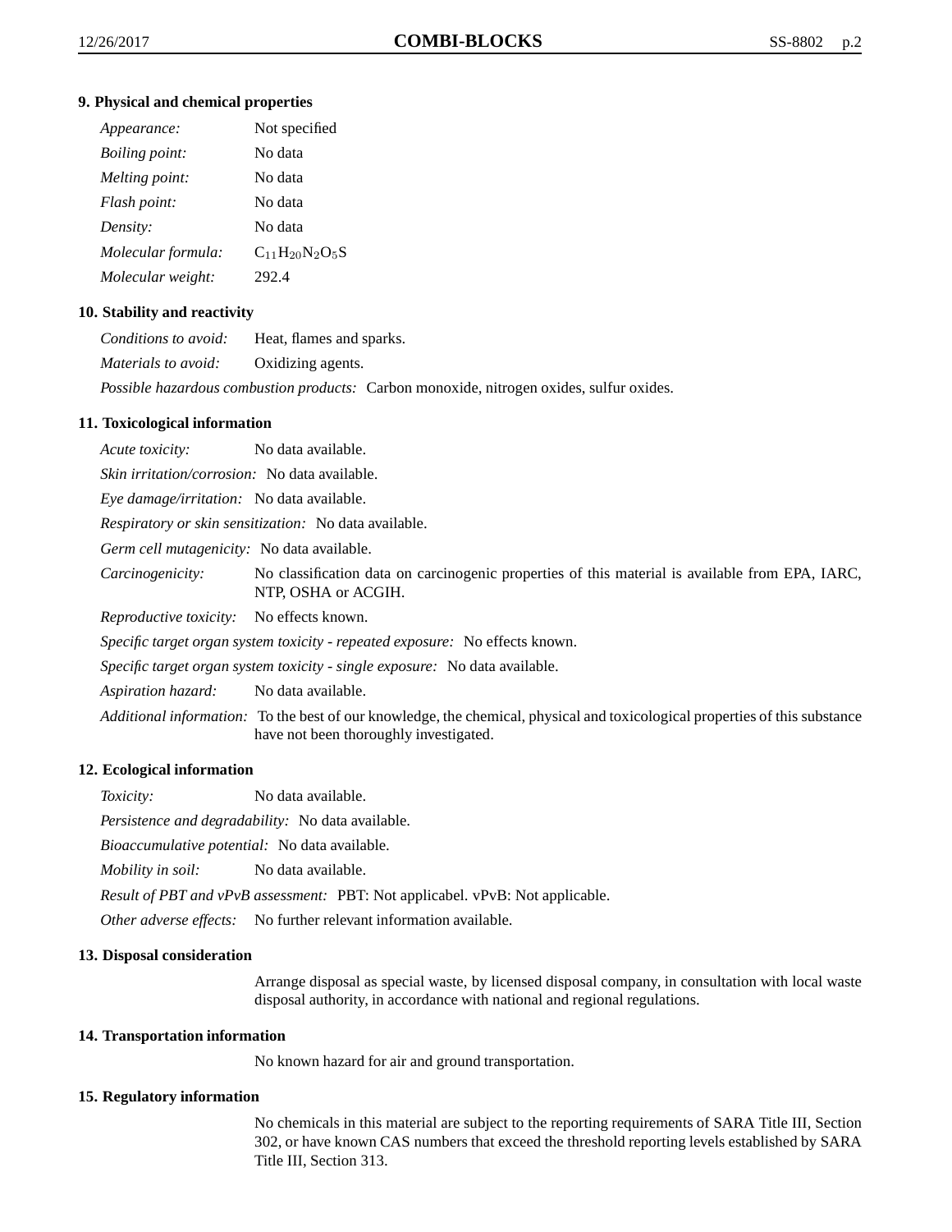## 9. Physical and chemical properties

*Appearance:* Not specified

*Boiling point:* No data

*Melting point:* No data

*Flash point:* No data

*Density:* No data

*Molecular formula:* $C_{11}H_{20}N_2O_5S$

*Molecular weight:* 292.4

## 10. Stability and reactivity

*Conditions to avoid:* Heat, flames and sparks.

*Materials to avoid:* Oxidizing agents.

*Possible hazardous combustion products:* Carbon monoxide, nitrogen oxides, sulfur oxides.

## 11. Toxicological information

*Acute toxicity:* No data available.

*Skin irritation/corrosion:* No data available.

*Eye damage/irritation:* No data available.

*Respiratory or skin sensitization:* No data available.

*Germ cell mutagenicity:* No data available.

*Carcinogenicity:* No classification data on carcinogenic properties of this material is available from EPA, IARC, NTP, OSHA or ACGIH.

*Reproductive toxicity:* No effects known.

*Specific target organ system toxicity - repeated exposure:* No effects known.

*Specific target organ system toxicity - single exposure:* No data available.

*Aspiration hazard:* No data available.

*Additional information:* To the best of our knowledge, the chemical, physical and toxicological properties of this substance have not been thoroughly investigated.

## 12. Ecological information

*Toxicity:* No data available.

*Persistence and degradability:* No data available.

*Bioaccumulative potential:* No data available.

*Mobility in soil:* No data available.

*Result of PBT and vPvB assessment:* PBT: Not applicabel. vPvB: Not applicable.

*Other adverse effects:* No further relevant information available.

## 13. Disposal consideration

Arrange disposal as special waste, by licensed disposal company, in consultation with local waste disposal authority, in accordance with national and regional regulations.

## 14. Transportation information

No known hazard for air and ground transportation.

## 15. Regulatory information

No chemicals in this material are subject to the reporting requirements of SARA Title III, Section 302, or have known CAS numbers that exceed the threshold reporting levels established by SARA Title III, Section 313.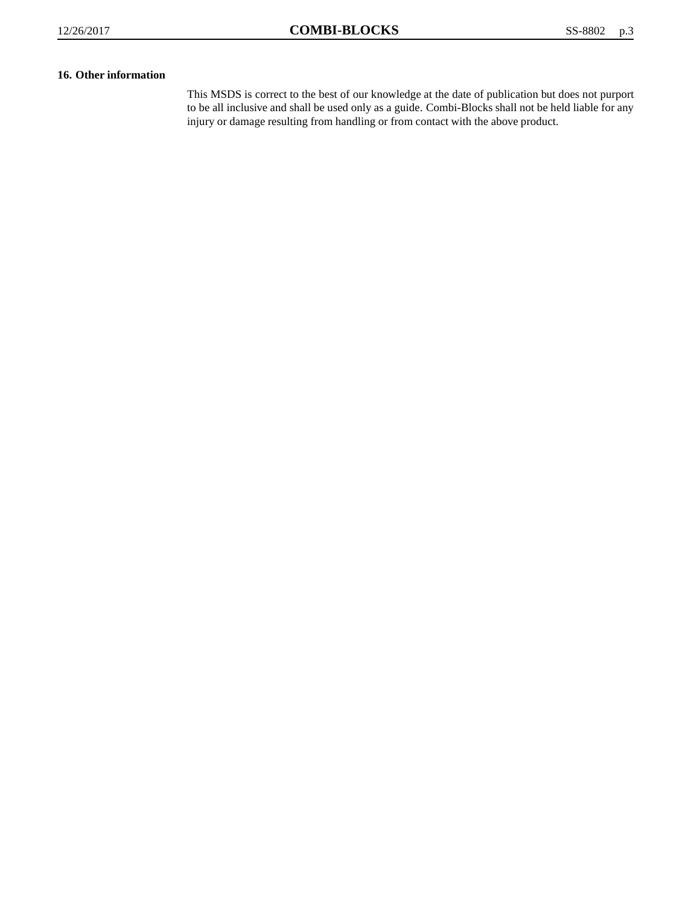## 16. Other information

This MSDS is correct to the best of our knowledge at the date of publication but does not purport to be all inclusive and shall be used only as a guide. Combi-Blocks shall not be held liable for any injury or damage resulting from handling or from contact with the above product.